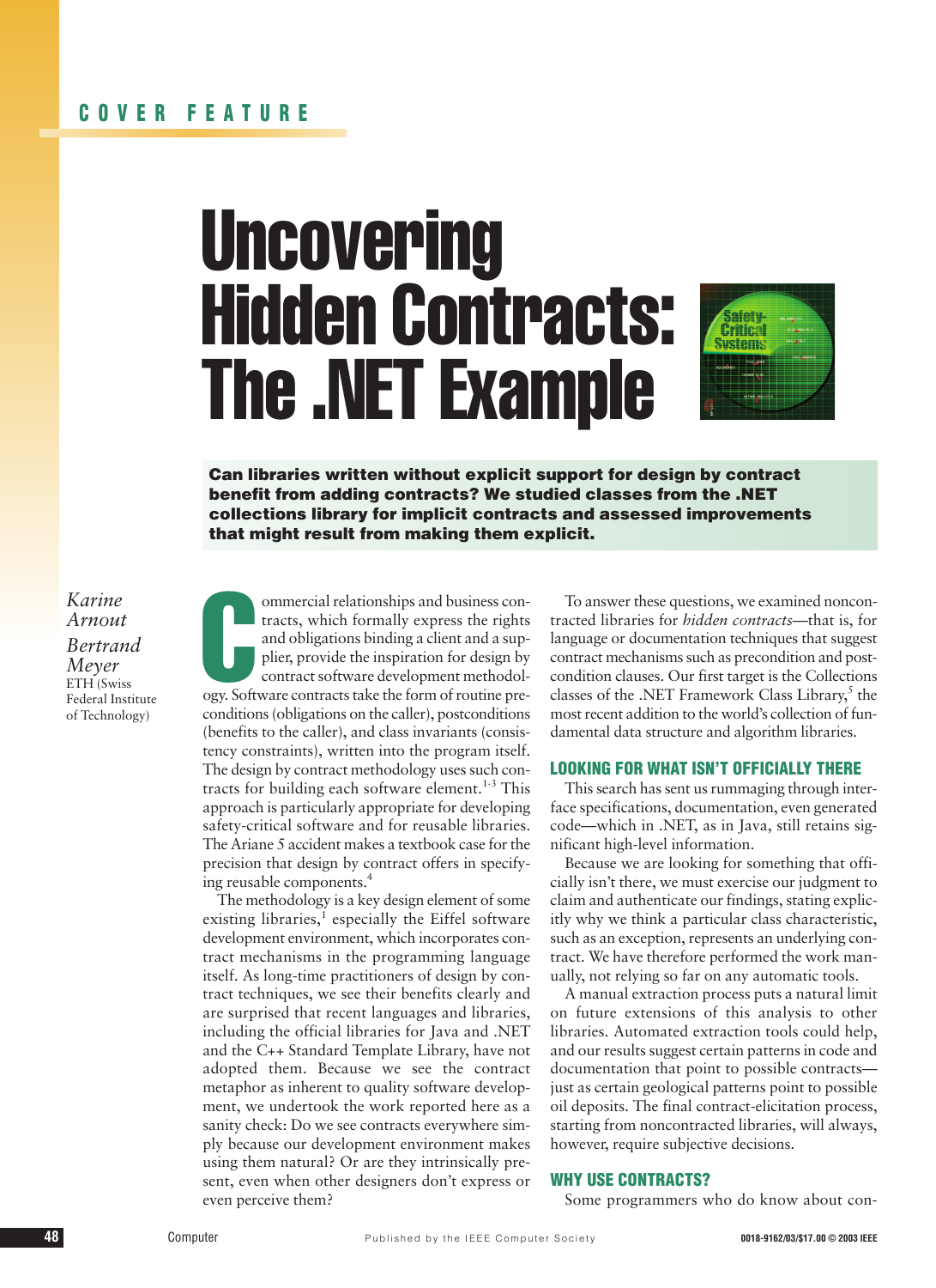COVER FEATURE

# Uncovering Hidden Contracts: The .NET Example

**Can libraries written without explicit support for design by contract benefit from adding contracts? We studied classes from the .NET collections library for implicit contracts and assessed improvements that might result from making them explicit.**

*Karine Arnout*
*Bertrand Meyer*
ETH (Swiss Federal Institute of Technology)

Commercial relationships and business contracts, which formally express the rights and obligations binding a client and a supplier, provide the inspiration for design by contract software development methodology. Software contracts take the form of routine preconditions (obligations on the caller), postconditions (benefits to the caller), and class invariants (consistency constraints), written into the program itself. The design by contract methodology uses such contracts for building each software element.[1-3] This approach is particularly appropriate for developing safety-critical software and for reusable libraries. The Ariane 5 accident makes a textbook case for the precision that design by contract offers in specifying reusable components.[4]

The methodology is a key design element of some existing libraries,[1] especially the Eiffel software development environment, which incorporates contract mechanisms in the programming language itself. As long-time practitioners of design by contract techniques, we see their benefits clearly and are surprised that recent languages and libraries, including the official libraries for Java and .NET and the C++ Standard Template Library, have not adopted them. Because we see the contract metaphor as inherent to quality software development, we undertook the work reported here as a sanity check: Do we see contracts everywhere simply because our development environment makes using them natural? Or are they intrinsically present, even when other designers don't express or even perceive them?

To answer these questions, we examined noncontracted libraries for *hidden contracts*—that is, for language or documentation techniques that suggest contract mechanisms such as precondition and postcondition clauses. Our first target is the Collections classes of the .NET Framework Class Library,[5] the most recent addition to the world's collection of fundamental data structure and algorithm libraries.

## LOOKING FOR WHAT ISN'T OFFICIALLY THERE

This search has sent us rummaging through interface specifications, documentation, even generated code—which in .NET, as in Java, still retains significant high-level information.

Because we are looking for something that officially isn't there, we must exercise our judgment to claim and authenticate our findings, stating explicitly why we think a particular class characteristic, such as an exception, represents an underlying contract. We have therefore performed the work manually, not relying so far on any automatic tools.

A manual extraction process puts a natural limit on future extensions of this analysis to other libraries. Automated extraction tools could help, and our results suggest certain patterns in code and documentation that point to possible contracts—just as certain geological patterns point to possible oil deposits. The final contract-elicitation process, starting from noncontracted libraries, will always, however, require subjective decisions.

## WHY USE CONTRACTS?

Some programmers who do know about con-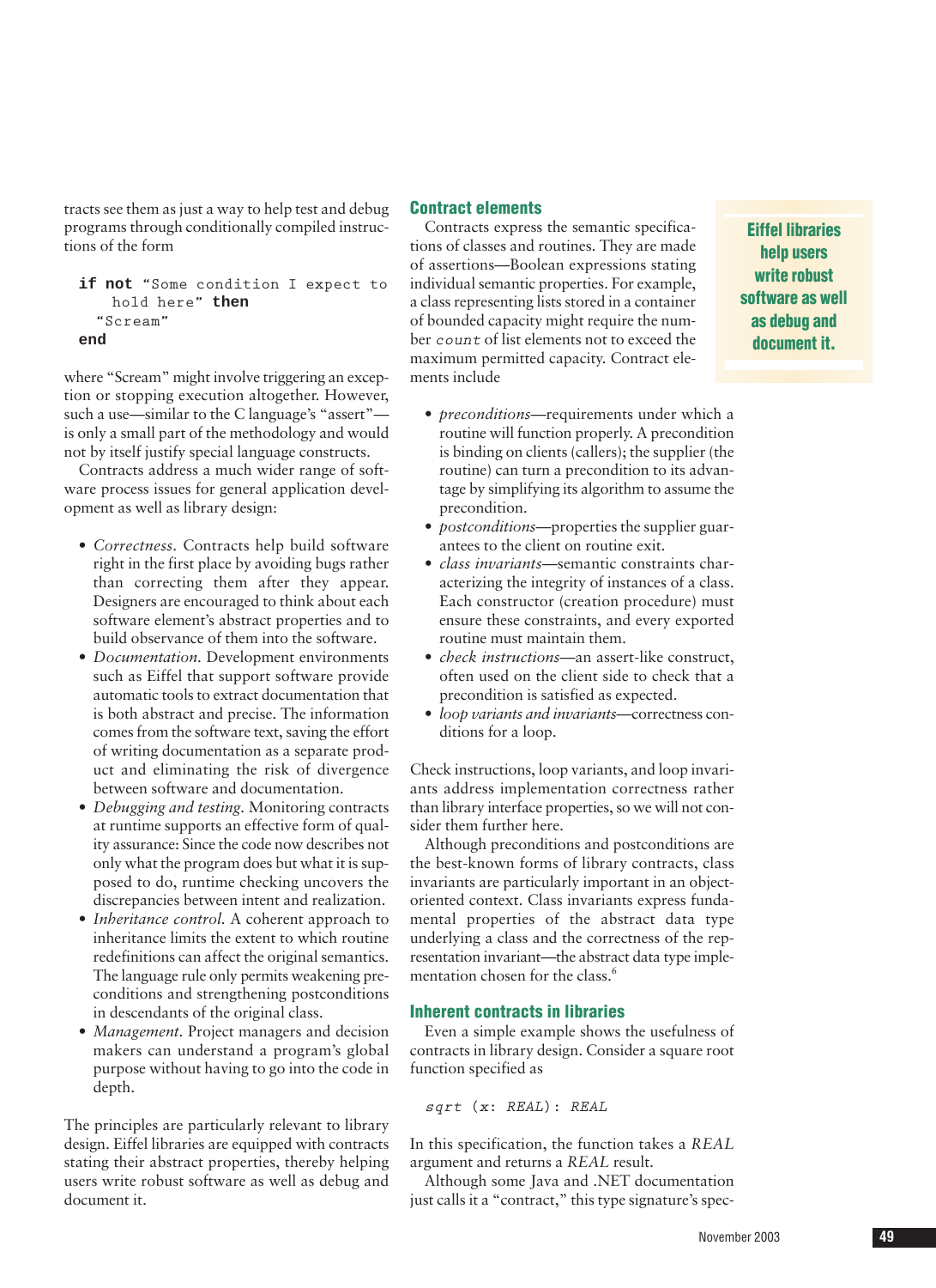tracts see them as just a way to help test and debug programs through conditionally compiled instructions of the form

```
if not "Some condition I expect to
    hold here" then
  "Scream"
end
```

where "Scream" might involve triggering an exception or stopping execution altogether. However, such a use—similar to the C language's "assert"—is only a small part of the methodology and would not by itself justify special language constructs.

Contracts address a much wider range of software process issues for general application development as well as library design:

- *Correctness.* Contracts help build software right in the first place by avoiding bugs rather than correcting them after they appear. Designers are encouraged to think about each software element's abstract properties and to build observance of them into the software.
- *Documentation.* Development environments such as Eiffel that support software provide automatic tools to extract documentation that is both abstract and precise. The information comes from the software text, saving the effort of writing documentation as a separate product and eliminating the risk of divergence between software and documentation.
- *Debugging and testing.* Monitoring contracts at runtime supports an effective form of quality assurance: Since the code now describes not only what the program does but what it is supposed to do, runtime checking uncovers the discrepancies between intent and realization.
- *Inheritance control.* A coherent approach to inheritance limits the extent to which routine redefinitions can affect the original semantics. The language rule only permits weakening preconditions and strengthening postconditions in descendants of the original class.
- *Management.* Project managers and decision makers can understand a program's global purpose without having to go into the code in depth.

The principles are particularly relevant to library design. Eiffel libraries are equipped with contracts stating their abstract properties, thereby helping users write robust software as well as debug and document it.

**Eiffel libraries help users write robust software as well as debug and document it.**

## Contract elements

Contracts express the semantic specifications of classes and routines. They are made of assertions—Boolean expressions stating individual semantic properties. For example, a class representing lists stored in a container of bounded capacity might require the number `count` of list elements not to exceed the maximum permitted capacity. Contract elements include

- *preconditions*—requirements under which a routine will function properly. A precondition is binding on clients (callers); the supplier (the routine) can turn a precondition to its advantage by simplifying its algorithm to assume the precondition.
- *postconditions*—properties the supplier guarantees to the client on routine exit.
- *class invariants*—semantic constraints characterizing the integrity of instances of a class. Each constructor (creation procedure) must ensure these constraints, and every exported routine must maintain them.
- *check instructions*—an assert-like construct, often used on the client side to check that a precondition is satisfied as expected.
- *loop variants and invariants*—correctness conditions for a loop.

Check instructions, loop variants, and loop invariants address implementation correctness rather than library interface properties, so we will not consider them further here.

Although preconditions and postconditions are the best-known forms of library contracts, class invariants are particularly important in an object-oriented context. Class invariants express fundamental properties of the abstract data type underlying a class and the correctness of the representation invariant—the abstract data type implementation chosen for the class.[6]

## Inherent contracts in libraries

Even a simple example shows the usefulness of contracts in library design. Consider a square root function specified as

```
sqrt (x: REAL): REAL
```

In this specification, the function takes a *REAL* argument and returns a *REAL* result.

Although some Java and .NET documentation just calls it a "contract," this type signature's spec-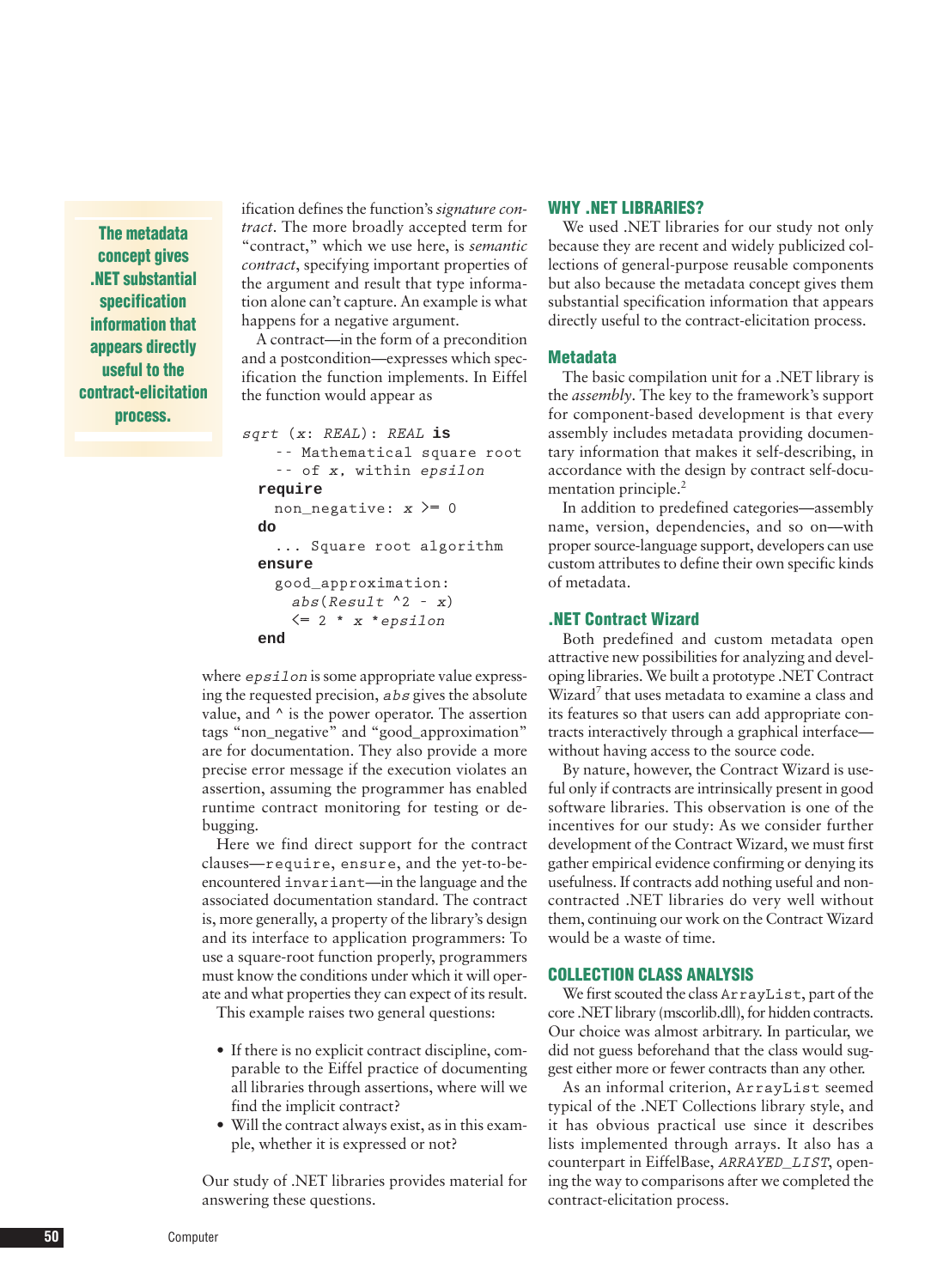> **The metadata concept gives .NET substantial specification information that appears directly useful to the contract-elicitation process.**

ification defines the function's *signature contract*. The more broadly accepted term for "contract," which we use here, is *semantic contract*, specifying important properties of the argument and result that type information alone can't capture. An example is what happens for a negative argument.

A contract—in the form of a precondition and a postcondition—expresses which specification the function implements. In Eiffel the function would appear as

```
sqrt (x: REAL): REAL is
    -- Mathematical square root
    -- of x, within epsilon
  require
    non_negative: x >= 0
  do
    ... Square root algorithm
  ensure
    good_approximation:
      abs(Result ^2 - x)
      <= 2 * x *epsilon
  end
```

where `epsilon` is some appropriate value expressing the requested precision, `abs` gives the absolute value, and ^ is the power operator. The assertion tags "non_negative" and "good_approximation" are for documentation. They also provide a more precise error message if the execution violates an assertion, assuming the programmer has enabled runtime contract monitoring for testing or debugging.

Here we find direct support for the contract clauses—`require`, `ensure`, and the yet-to-be-encountered `invariant`—in the language and the associated documentation standard. The contract is, more generally, a property of the library's design and its interface to application programmers: To use a square-root function properly, programmers must know the conditions under which it will operate and what properties they can expect of its result.

This example raises two general questions:

- If there is no explicit contract discipline, comparable to the Eiffel practice of documenting all libraries through assertions, where will we find the implicit contract?
- Will the contract always exist, as in this example, whether it is expressed or not?

Our study of .NET libraries provides material for answering these questions.

## WHY .NET LIBRARIES?

We used .NET libraries for our study not only because they are recent and widely publicized collections of general-purpose reusable components but also because the metadata concept gives them substantial specification information that appears directly useful to the contract-elicitation process.

## Metadata

The basic compilation unit for a .NET library is the *assembly*. The key to the framework's support for component-based development is that every assembly includes metadata providing documentary information that makes it self-describing, in accordance with the design by contract self-documentation principle.[2]

In addition to predefined categories—assembly name, version, dependencies, and so on—with proper source-language support, developers can use custom attributes to define their own specific kinds of metadata.

## .NET Contract Wizard

Both predefined and custom metadata open attractive new possibilities for analyzing and developing libraries. We built a prototype .NET Contract Wizard[7] that uses metadata to examine a class and its features so that users can add appropriate contracts interactively through a graphical interface—without having access to the source code.

By nature, however, the Contract Wizard is useful only if contracts are intrinsically present in good software libraries. This observation is one of the incentives for our study: As we consider further development of the Contract Wizard, we must first gather empirical evidence confirming or denying its usefulness. If contracts add nothing useful and noncontracted .NET libraries do very well without them, continuing our work on the Contract Wizard would be a waste of time.

## COLLECTION CLASS ANALYSIS

We first scouted the class `ArrayList`, part of the core .NET library (mscorlib.dll), for hidden contracts. Our choice was almost arbitrary. In particular, we did not guess beforehand that the class would suggest either more or fewer contracts than any other.

As an informal criterion, `ArrayList` seemed typical of the .NET Collections library style, and it has obvious practical use since it describes lists implemented through arrays. It also has a counterpart in EiffelBase, *ARRAYED_LIST*, opening the way to comparisons after we completed the contract-elicitation process.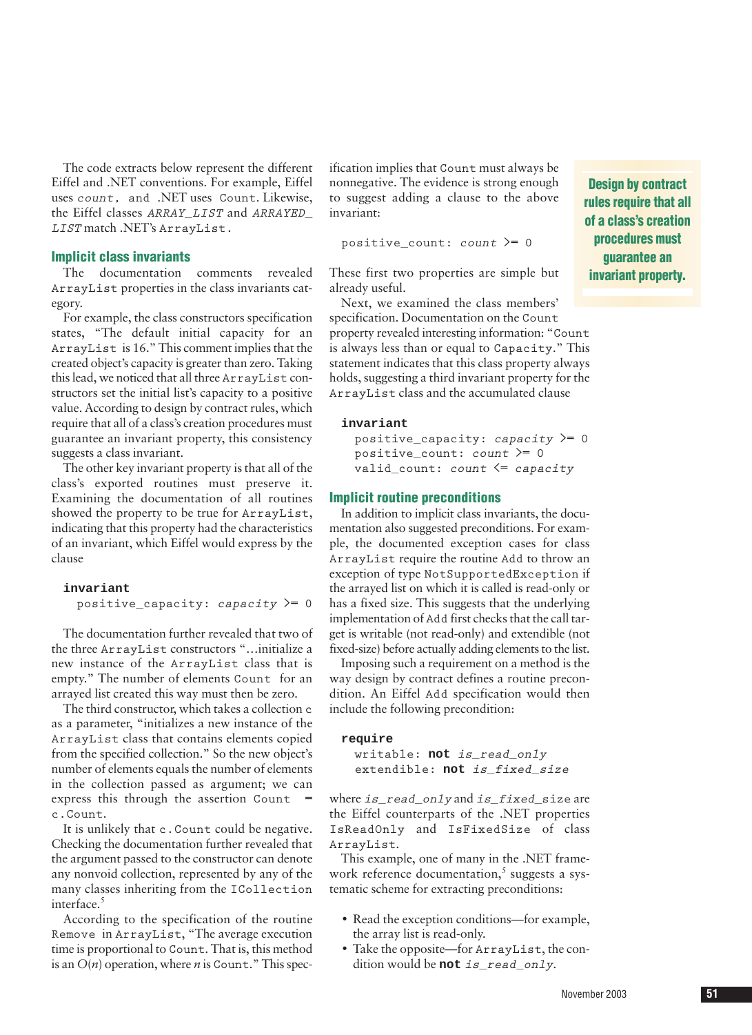The code extracts below represent the different Eiffel and .NET conventions. For example, Eiffel uses *count*, and .NET uses Count. Likewise, the Eiffel classes *ARRAY_LIST* and *ARRAYED_LIST* match .NET's ArrayList.

### Implicit class invariants

The documentation comments revealed ArrayList properties in the class invariants category.

For example, the class constructors specification states, "The default initial capacity for an ArrayList is 16." This comment implies that the created object's capacity is greater than zero. Taking this lead, we noticed that all three ArrayList constructors set the initial list's capacity to a positive value. According to design by contract rules, which require that all of a class's creation procedures must guarantee an invariant property, this consistency suggests a class invariant.

The other key invariant property is that all of the class's exported routines must preserve it. Examining the documentation of all routines showed the property to be true for ArrayList, indicating that this property had the characteristics of an invariant, which Eiffel would express by the clause

```
invariant
    positive_capacity: capacity >= 0
```

The documentation further revealed that two of the three ArrayList constructors "...initialize a new instance of the ArrayList class that is empty." The number of elements Count for an arrayed list created this way must then be zero.

The third constructor, which takes a collection c as a parameter, "initializes a new instance of the ArrayList class that contains elements copied from the specified collection." So the new object's number of elements equals the number of elements in the collection passed as argument; we can express this through the assertion Count = c.Count.

It is unlikely that c.Count could be negative. Checking the documentation further revealed that the argument passed to the constructor can denote any nonvoid collection, represented by any of the many classes inheriting from the ICollection interface.[5]

According to the specification of the routine Remove in ArrayList, "The average execution time is proportional to Count. That is, this method is an $O(n)$ operation, where $n$ is Count." This specification implies that Count must always be nonnegative. The evidence is strong enough to suggest adding a clause to the above invariant:

```
positive_count: count >= 0
```

These first two properties are simple but already useful.

Next, we examined the class members' specification. Documentation on the Count property revealed interesting information: "Count is always less than or equal to Capacity." This statement indicates that this class property always holds, suggesting a third invariant property for the ArrayList class and the accumulated clause

```
invariant
    positive_capacity: capacity >= 0
    positive_count: count >= 0
    valid_count: count <= capacity
```

**Design by contract rules require that all of a class's creation procedures must guarantee an invariant property.**

### Implicit routine preconditions

In addition to implicit class invariants, the documentation also suggested preconditions. For example, the documented exception cases for class ArrayList require the routine Add to throw an exception of type NotSupportedException if the arrayed list on which it is called is read-only or has a fixed size. This suggests that the underlying implementation of Add first checks that the call target is writable (not read-only) and extendible (not fixed-size) before actually adding elements to the list.

Imposing such a requirement on a method is the way design by contract defines a routine precondition. An Eiffel Add specification would then include the following precondition:

```
require
    writable: not is_read_only
    extendible: not is_fixed_size
```

where *is_read_only* and *is_fixed_size* are the Eiffel counterparts of the .NET properties IsReadOnly and IsFixedSize of class ArrayList.

This example, one of many in the .NET framework reference documentation,[5] suggests a systematic scheme for extracting preconditions:

- Read the exception conditions—for example, the array list is read-only.
- Take the opposite—for ArrayList, the condition would be **not** *is_read_only*.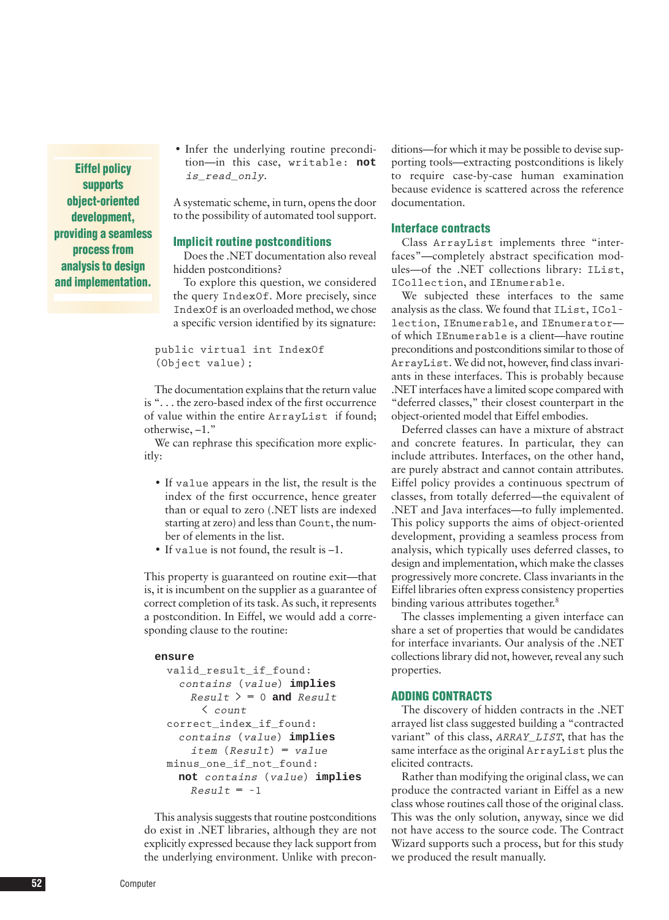- Infer the underlying routine precondition—in this case, `writable: not is_read_only`.

A systematic scheme, in turn, opens the door to the possibility of automated tool support.

### Implicit routine postconditions

Does the .NET documentation also reveal hidden postconditions?

To explore this question, we considered the query `IndexOf`. More precisely, since `IndexOf` is an overloaded method, we chose a specific version identified by its signature:

```
public virtual int IndexOf
(Object value);
```

The documentation explains that the return value is ". . . the zero-based index of the first occurrence of value within the entire `ArrayList` if found; otherwise, –1."

We can rephrase this specification more explicitly:

- If `value` appears in the list, the result is the index of the first occurrence, hence greater than or equal to zero (.NET lists are indexed starting at zero) and less than `Count`, the number of elements in the list.
- If `value` is not found, the result is –1.

This property is guaranteed on routine exit—that is, it is incumbent on the supplier as a guarantee of correct completion of its task. As such, it represents a postcondition. In Eiffel, we would add a corresponding clause to the routine:

```
ensure
  valid_result_if_found:
    contains (value) implies
      Result >= 0 and Result
        < count
  correct_index_if_found:
    contains (value) implies
      item (Result) = value
  minus_one_if_not_found:
    not contains (value) implies
      Result = -1
```

This analysis suggests that routine postconditions do exist in .NET libraries, although they are not explicitly expressed because they lack support from the underlying environment. Unlike with preconditions—for which it may be possible to devise supporting tools—extracting postconditions is likely to require case-by-case human examination because evidence is scattered across the reference documentation.

### Interface contracts

Class `ArrayList` implements three "interfaces"—completely abstract specification modules—of the .NET collections library: `IList`, `ICollection`, and `IEnumerable`.

We subjected these interfaces to the same analysis as the class. We found that `IList`, `ICollection`, `IEnumerable`, and `IEnumerator`—of which `IEnumerable` is a client—have routine preconditions and postconditions similar to those of `ArrayList`. We did not, however, find class invariants in these interfaces. This is probably because .NET interfaces have a limited scope compared with "deferred classes," their closest counterpart in the object-oriented model that Eiffel embodies.

Deferred classes can have a mixture of abstract and concrete features. In particular, they can include attributes. Interfaces, on the other hand, are purely abstract and cannot contain attributes. Eiffel policy provides a continuous spectrum of classes, from totally deferred—the equivalent of .NET and Java interfaces—to fully implemented. This policy supports the aims of object-oriented development, providing a seamless process from analysis, which typically uses deferred classes, to design and implementation, which make the classes progressively more concrete. Class invariants in the Eiffel libraries often express consistency properties binding various attributes together.[8]

**Eiffel policy supports object-oriented development, providing a seamless process from analysis to design and implementation.**

The classes implementing a given interface can share a set of properties that would be candidates for interface invariants. Our analysis of the .NET collections library did not, however, reveal any such properties.

## ADDING CONTRACTS

The discovery of hidden contracts in the .NET arrayed list class suggested building a "contracted variant" of this class, *ARRAY_LIST*, that has the same interface as the original `ArrayList` plus the elicited contracts.

Rather than modifying the original class, we can produce the contracted variant in Eiffel as a new class whose routines call those of the original class. This was the only solution, anyway, since we did not have access to the source code. The Contract Wizard supports such a process, but for this study we produced the result manually.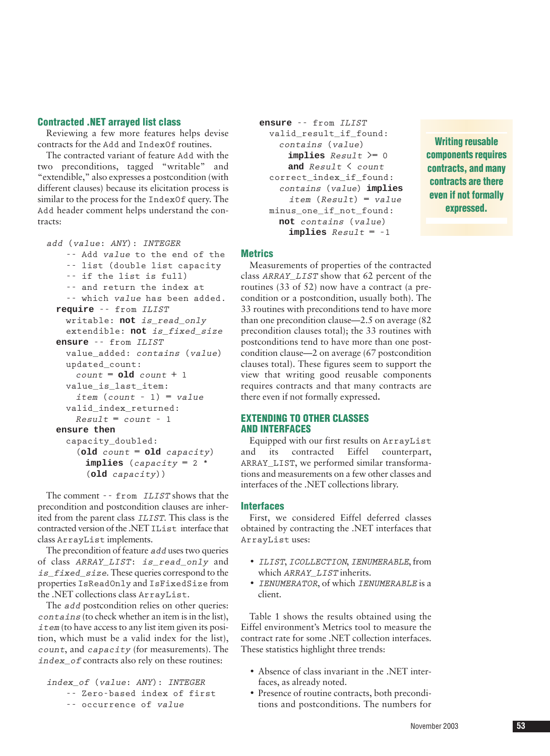## Contracted .NET arrayed list class

Reviewing a few more features helps devise contracts for the Add and IndexOf routines.

The contracted variant of feature Add with the two preconditions, tagged "writable" and "extendible," also expresses a postcondition (with different clauses) because its elicitation process is similar to the process for the IndexOf query. The Add header comment helps understand the contracts:

```
add (value: ANY): INTEGER
    -- Add value to the end of the
    -- list (double list capacity
    -- if the list is full)
    -- and return the index at
    -- which value has been added.
  require -- from ILIST
    writable: not is_read_only
    extendible: not is_fixed_size
  ensure -- from ILIST
    value_added: contains (value)
    updated_count:
      count = old count + 1
    value_is_last_item:
      item (count - 1) = value
    valid_index_returned:
      Result = count - 1
  ensure then
    capacity_doubled:
      (old count = old capacity)
        implies (capacity = 2 *
          (old capacity))
```

The comment `-- from ILIST` shows that the precondition and postcondition clauses are inherited from the parent class *ILIST*. This class is the contracted version of the .NET IList interface that class ArrayList implements.

The precondition of feature *add* uses two queries of class *ARRAY_LIST*: *is_read_only* and *is_fixed_size*. These queries correspond to the properties IsReadOnly and IsFixedSize from the .NET collections class ArrayList.

The *add* postcondition relies on other queries: *contains* (to check whether an item is in the list), *item* (to have access to any list item given its position, which must be a valid index for the list), *count*, and *capacity* (for measurements). The *index_of* contracts also rely on these routines:

```
index_of (value: ANY): INTEGER
    -- Zero-based index of first
    -- occurrence of value
  ensure -- from ILIST
    valid_result_if_found:
      contains (value)
        implies Result >= 0
        and Result < count
    correct_index_if_found:
      contains (value) implies
        item (Result) = value
    minus_one_if_not_found:
      not contains (value)
        implies Result = -1
```

**Writing reusable components requires contracts, and many contracts are there even if not formally expressed.**

## Metrics

Measurements of properties of the contracted class *ARRAY_LIST* show that 62 percent of the routines (33 of 52) now have a contract (a precondition or a postcondition, usually both). The 33 routines with preconditions tend to have more than one precondition clause—2.5 on average (82 precondition clauses total); the 33 routines with postconditions tend to have more than one postcondition clause—2 on average (67 postcondition clauses total). These figures seem to support the view that writing good reusable components requires contracts and that many contracts are there even if not formally expressed.

## EXTENDING TO OTHER CLASSES AND INTERFACES

Equipped with our first results on ArrayList and its contracted Eiffel counterpart, ARRAY_LIST, we performed similar transformations and measurements on a few other classes and interfaces of the .NET collections library.

### Interfaces

First, we considered Eiffel deferred classes obtained by contracting the .NET interfaces that ArrayList uses:

- *ILIST*, *ICOLLECTION*, *IENUMERABLE*, from which *ARRAY_LIST* inherits.
- *IENUMERATOR*, of which *IENUMERABLE* is a client.

Table 1 shows the results obtained using the Eiffel environment's Metrics tool to measure the contract rate for some .NET collection interfaces. These statistics highlight three trends:

- Absence of class invariant in the .NET interfaces, as already noted.
- Presence of routine contracts, both preconditions and postconditions. The numbers for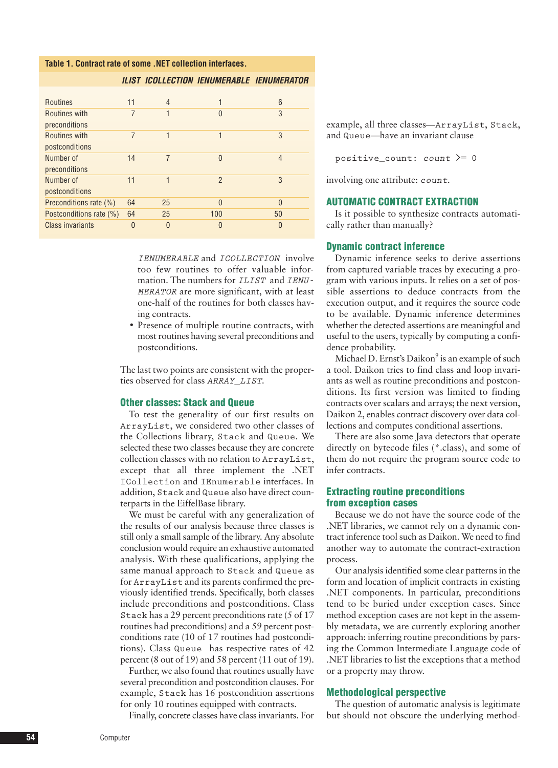**Table 1. Contract rate of some .NET collection interfaces.**

| | *ILIST* | *ICOLLECTION* | *IENUMERABLE* | *IENUMERATOR* |
|---|---|---|---|---|
| Routines | 11 | 4 | 1 | 6 |
| Routines with preconditions | 7 | 1 | 0 | 3 |
| Routines with postconditions | 7 | 1 | 1 | 3 |
| Number of preconditions | 14 | 7 | 0 | 4 |
| Number of postconditions | 11 | 1 | 2 | 3 |
| Preconditions rate (%) | 64 | 25 | 0 | 0 |
| Postconditions rate (%) | 64 | 25 | 100 | 50 |
| Class invariants | 0 | 0 | 0 | 0 |

*IENUMERABLE* and *ICOLLECTION* involve too few routines to offer valuable information. The numbers for *ILIST* and *IENUMERATOR* are more significant, with at least one-half of the routines for both classes having contracts.

- Presence of multiple routine contracts, with most routines having several preconditions and postconditions.

The last two points are consistent with the properties observed for class *ARRAY_LIST*.

### Other classes: Stack and Queue

To test the generality of our first results on `ArrayList`, we considered two other classes of the Collections library, `Stack` and `Queue`. We selected these two classes because they are concrete collection classes with no relation to `ArrayList`, except that all three implement the .NET `ICollection` and `IEnumerable` interfaces. In addition, `Stack` and `Queue` also have direct counterparts in the EiffelBase library.

We must be careful with any generalization of the results of our analysis because three classes is still only a small sample of the library. Any absolute conclusion would require an exhaustive automated analysis. With these qualifications, applying the same manual approach to `Stack` and `Queue` as for `ArrayList` and its parents confirmed the previously identified trends. Specifically, both classes include preconditions and postconditions. Class `Stack` has a 29 percent preconditions rate (5 of 17 routines had preconditions) and a 59 percent postconditions rate (10 of 17 routines had postconditions). Class `Queue` has respective rates of 42 percent (8 out of 19) and 58 percent (11 out of 19).

Further, we also found that routines usually have several precondition and postcondition clauses. For example, `Stack` has 16 postcondition assertions for only 10 routines equipped with contracts.

Finally, concrete classes have class invariants. For example, all three classes—`ArrayList`, `Stack`, and `Queue`—have an invariant clause

```
positive_count: count >= 0
```

involving one attribute: *count*.

## AUTOMATIC CONTRACT EXTRACTION

Is it possible to synthesize contracts automatically rather than manually?

### Dynamic contract inference

Dynamic inference seeks to derive assertions from captured variable traces by executing a program with various inputs. It relies on a set of possible assertions to deduce contracts from the execution output, and it requires the source code to be available. Dynamic inference determines whether the detected assertions are meaningful and useful to the users, typically by computing a confidence probability.

Michael D. Ernst's Daikon[9] is an example of such a tool. Daikon tries to find class and loop invariants as well as routine preconditions and postconditions. Its first version was limited to finding contracts over scalars and arrays; the next version, Daikon 2, enables contract discovery over data collections and computes conditional assertions.

There are also some Java detectors that operate directly on bytecode files (*.class), and some of them do not require the program source code to infer contracts.

### Extracting routine preconditions from exception cases

Because we do not have the source code of the .NET libraries, we cannot rely on a dynamic contract inference tool such as Daikon. We need to find another way to automate the contract-extraction process.

Our analysis identified some clear patterns in the form and location of implicit contracts in existing .NET components. In particular, preconditions tend to be buried under exception cases. Since method exception cases are not kept in the assembly metadata, we are currently exploring another approach: inferring routine preconditions by parsing the Common Intermediate Language code of .NET libraries to list the exceptions that a method or a property may throw.

### Methodological perspective

The question of automatic analysis is legitimate but should not obscure the underlying method-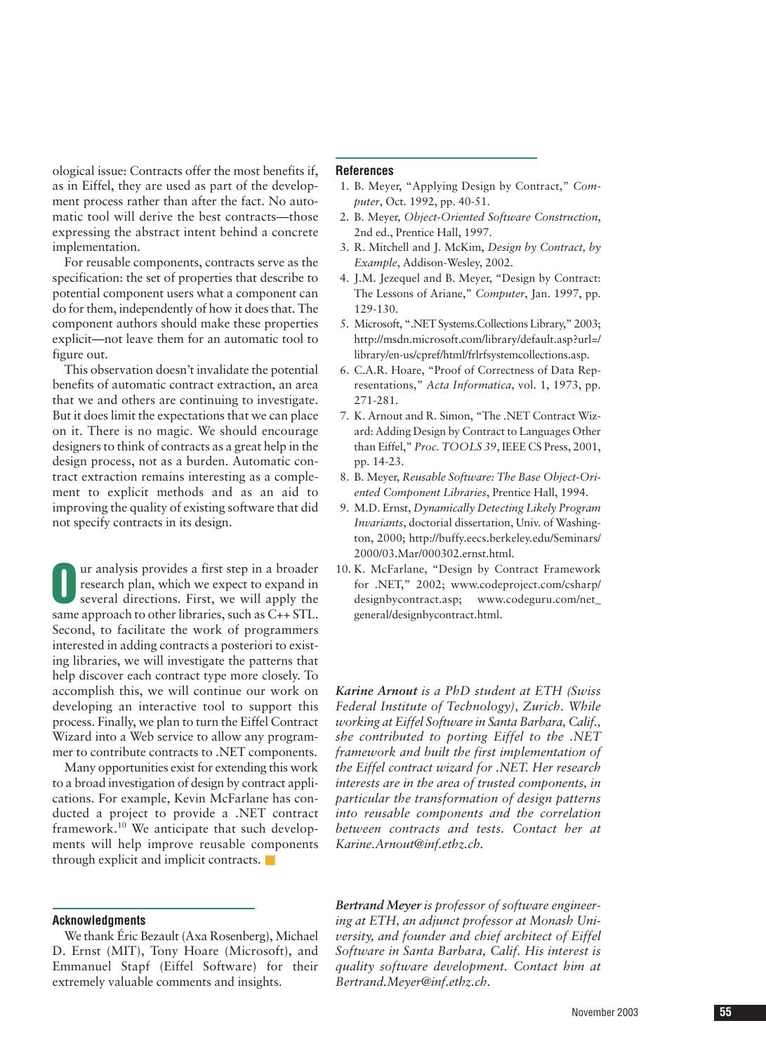ological issue: Contracts offer the most benefits if, as in Eiffel, they are used as part of the development process rather than after the fact. No automatic tool will derive the best contracts—those expressing the abstract intent behind a concrete implementation.

For reusable components, contracts serve as the specification: the set of properties that describe to potential component users what a component can do for them, independently of how it does that. The component authors should make these properties explicit—not leave them for an automatic tool to figure out.

This observation doesn't invalidate the potential benefits of automatic contract extraction, an area that we and others are continuing to investigate. But it does limit the expectations that we can place on it. There is no magic. We should encourage designers to think of contracts as a great help in the design process, not as a burden. Automatic contract extraction remains interesting as a complement to explicit methods and as an aid to improving the quality of existing software that did not specify contracts in its design.

Our analysis provides a first step in a broader research plan, which we expect to expand in several directions. First, we will apply the same approach to other libraries, such as C++ STL. Second, to facilitate the work of programmers interested in adding contracts a posteriori to existing libraries, we will investigate the patterns that help discover each contract type more closely. To accomplish this, we will continue our work on developing an interactive tool to support this process. Finally, we plan to turn the Eiffel Contract Wizard into a Web service to allow any programmer to contribute contracts to .NET components.

Many opportunities exist for extending this work to a broad investigation of design by contract applications. For example, Kevin McFarlane has conducted a project to provide a .NET contract framework.[10] We anticipate that such developments will help improve reusable components through explicit and implicit contracts. ■

## Acknowledgments

We thank Éric Bezault (Axa Rosenberg), Michael D. Ernst (MIT), Tony Hoare (Microsoft), and Emmanuel Stapf (Eiffel Software) for their extremely valuable comments and insights.

## References

1. B. Meyer, "Applying Design by Contract," *Computer*, Oct. 1992, pp. 40-51.
2. B. Meyer, *Object-Oriented Software Construction*, 2nd ed., Prentice Hall, 1997.
3. R. Mitchell and J. McKim, *Design by Contract, by Example*, Addison-Wesley, 2002.
4. J.M. Jezequel and B. Meyer, "Design by Contract: The Lessons of Ariane," *Computer*, Jan. 1997, pp. 129-130.
5. Microsoft, ".NET Systems.Collections Library," 2003; http://msdn.microsoft.com/library/default.asp?url=/library/en-us/cpref/html/frlrfsystemcollections.asp.
6. C.A.R. Hoare, "Proof of Correctness of Data Representations," *Acta Informatica*, vol. 1, 1973, pp. 271-281.
7. K. Arnout and R. Simon, "The .NET Contract Wizard: Adding Design by Contract to Languages Other than Eiffel," *Proc. TOOLS 39*, IEEE CS Press, 2001, pp. 14-23.
8. B. Meyer, *Reusable Software: The Base Object-Oriented Component Libraries*, Prentice Hall, 1994.
9. M.D. Ernst, *Dynamically Detecting Likely Program Invariants*, doctorial dissertation, Univ. of Washington, 2000; http://buffy.eecs.berkeley.edu/Seminars/2000/03.Mar/000302.ernst.html.
10. K. McFarlane, "Design by Contract Framework for .NET," 2002; www.codeproject.com/csharp/designbycontract.asp; www.codeguru.com/net_general/designbycontract.html.

***Karine Arnout** is a PhD student at ETH (Swiss Federal Institute of Technology), Zurich. While working at Eiffel Software in Santa Barbara, Calif., she contributed to porting Eiffel to the .NET framework and built the first implementation of the Eiffel contract wizard for .NET. Her research interests are in the area of trusted components, in particular the transformation of design patterns into reusable components and the correlation between contracts and tests. Contact her at Karine.Arnout@inf.ethz.ch.*

***Bertrand Meyer** is professor of software engineering at ETH, an adjunct professor at Monash University, and founder and chief architect of Eiffel Software in Santa Barbara, Calif. His interest is quality software development. Contact him at Bertrand.Meyer@inf.ethz.ch.*